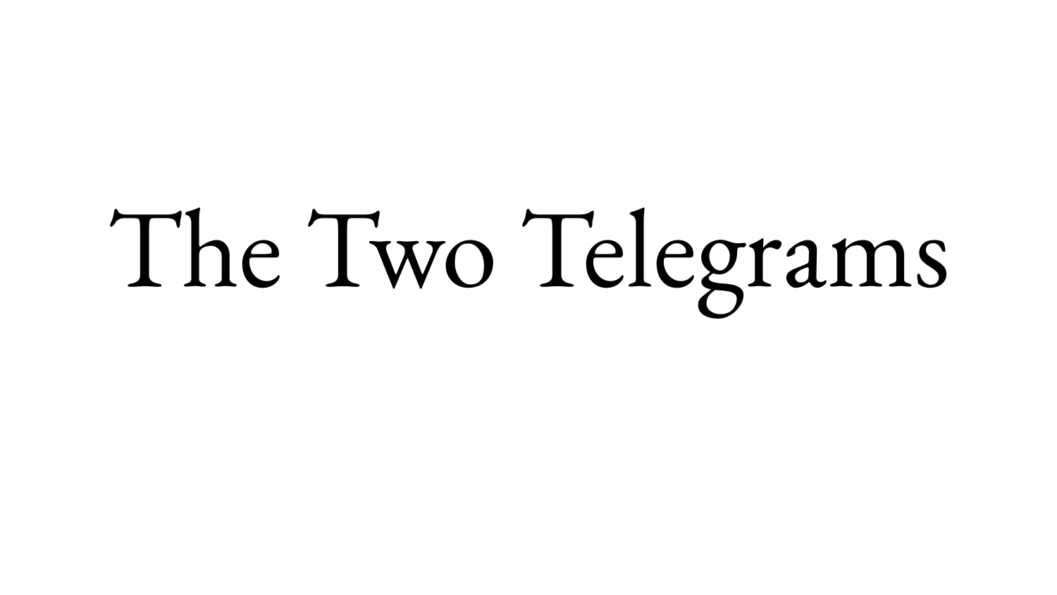# The Two Telegrams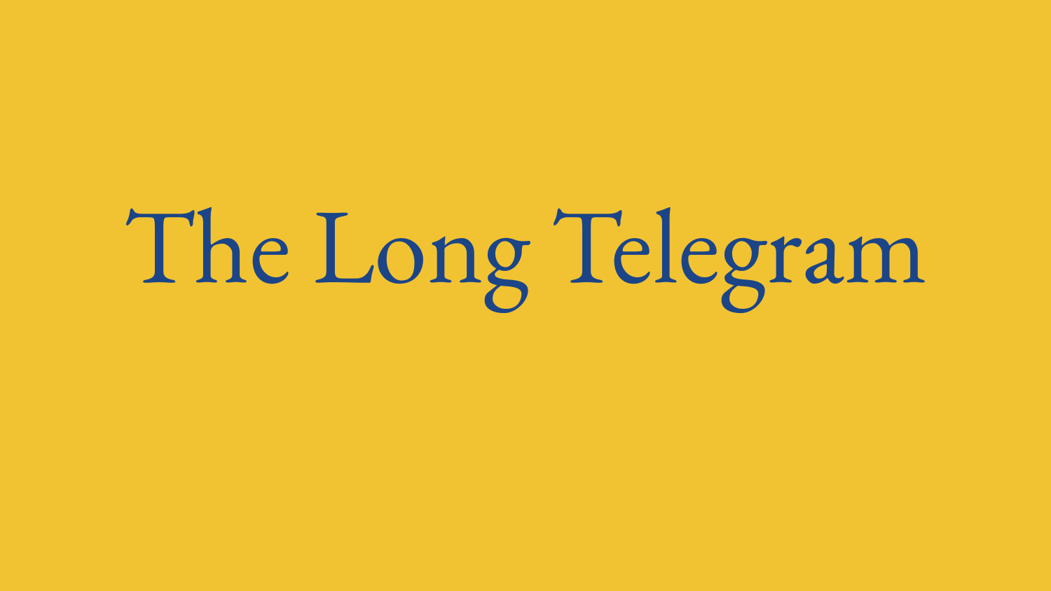# The Long Telegram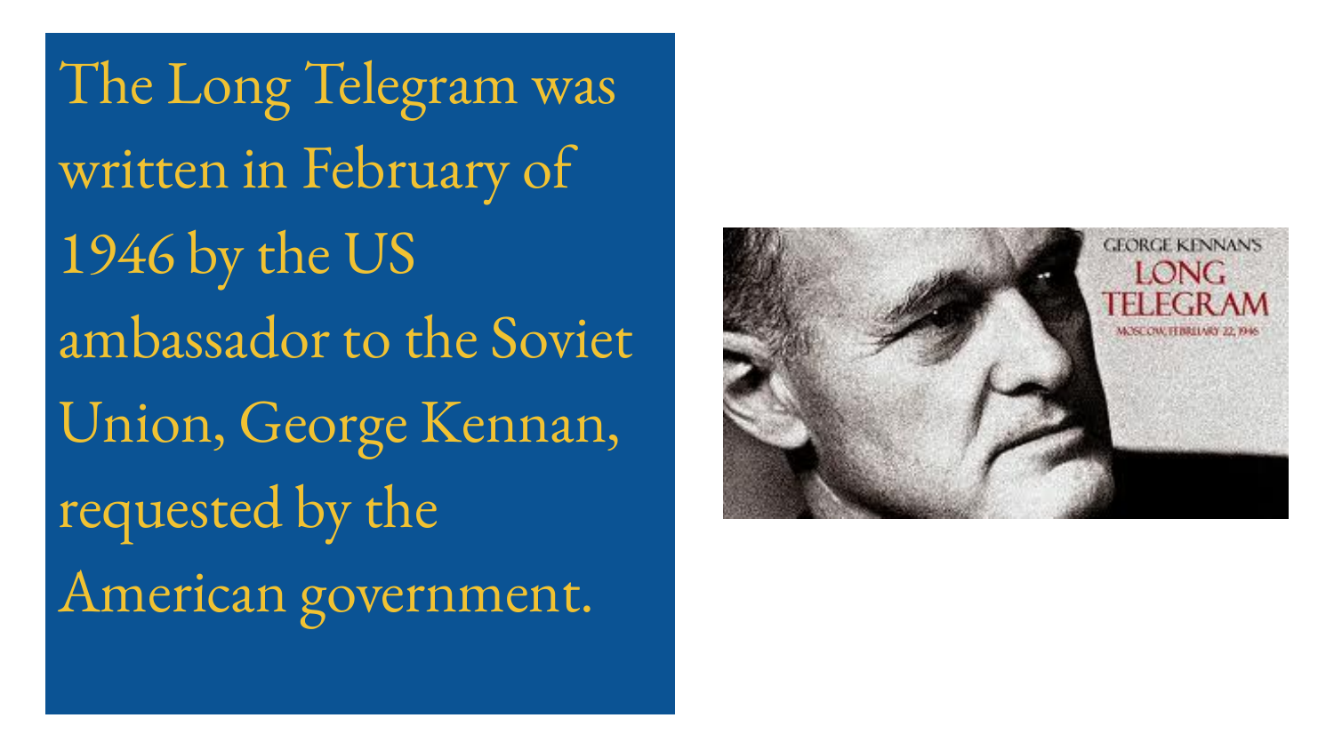The Long Telegram was written in February of 1946 by the US ambassador to the Soviet Union, George Kennan, requested by the American government.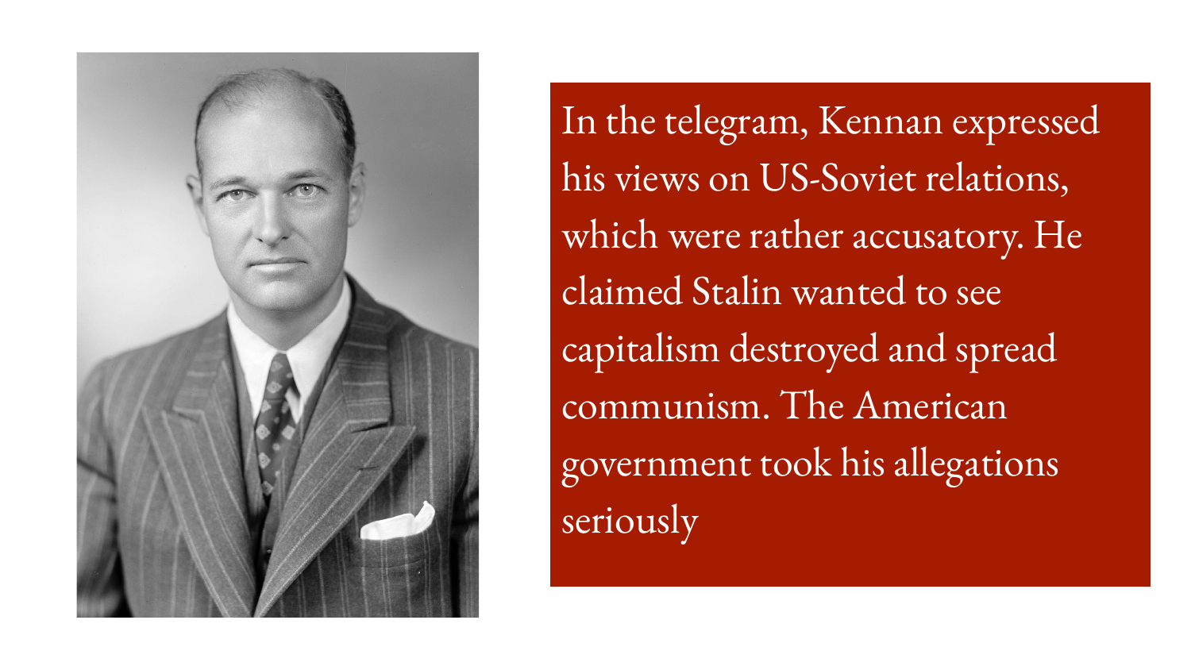In the telegram, Kennan expressed his views on US-Soviet relations, which were rather accusatory. He claimed Stalin wanted to see capitalism destroyed and spread communism. The American government took his allegations seriously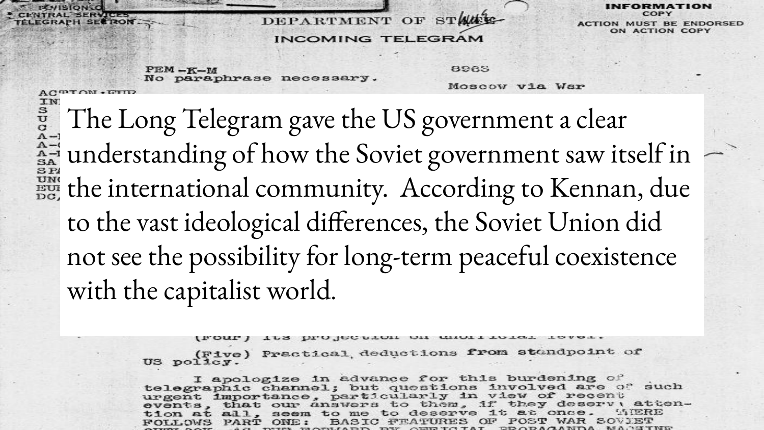DIVISION OF CENTRAL SERVICES TELEGRAPH SECTION

DEPARTMENT OF STATE

INCOMING TELEGRAM

INFORMATION COPY

ACTION MUST BE ENDORSED ON ACTION COPY

PEM-K-M

No paraphrase necessary.

8963

Moscow via War

The Long Telegram gave the US government a clear understanding of how the Soviet government saw itself in the international community. According to Kennan, due to the vast ideological differences, the Soviet Union did not see the possibility for long-term peaceful coexistence with the capitalist world.

(Four) Its projection on unofficial level.

(Five) Practical deductions from standpoint of US policy.

I apologize in advance for this burdening of telegraphic channel; but questions involved are of such urgent importance, particularly in view of recent events, that our answers to them, if they deserve attention at all, seem to me to deserve it at once. THERE FOLLOWS PART ONE: BASIC FEATURES OF POST WAR SOVIET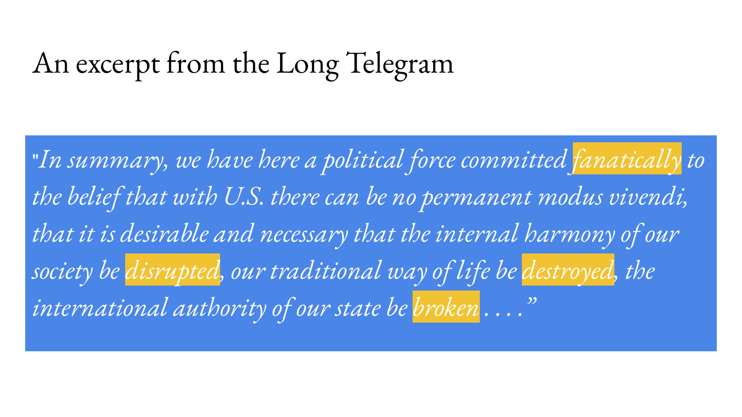# An excerpt from the Long Telegram

> "*In summary, we have here a political force committed **fanatically** to the belief that with U.S. there can be no permanent modus vivendi, that it is desirable and necessary that the internal harmony of our society be **disrupted**, our traditional way of life be **destroyed**, the international authority of our state be **broken** . . . .*"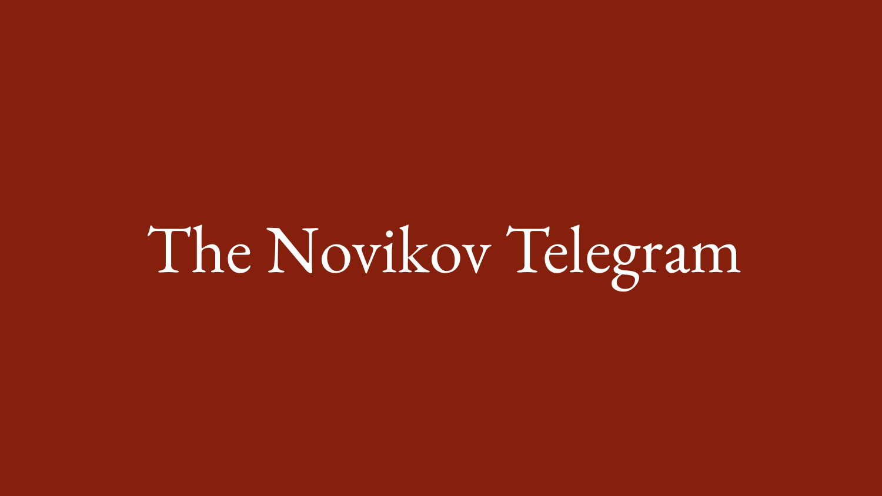# The Novikov Telegram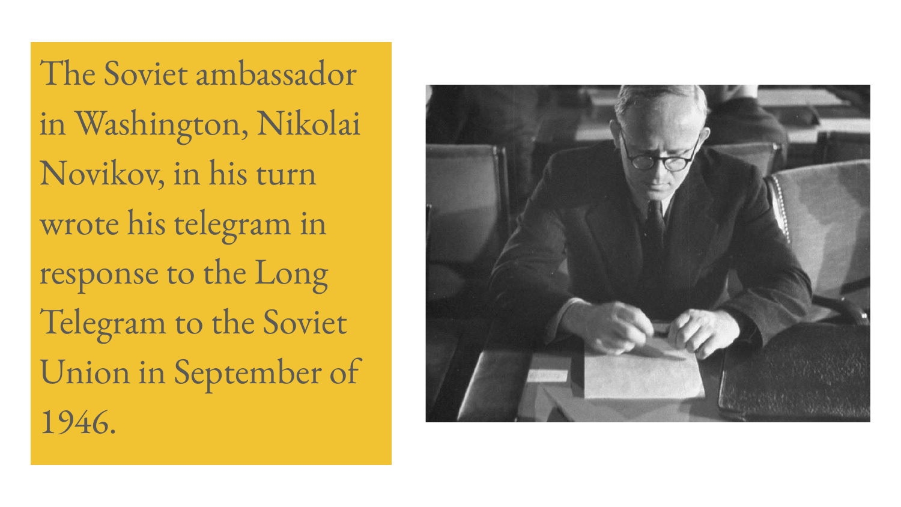The Soviet ambassador in Washington, Nikolai Novikov, in his turn wrote his telegram in response to the Long Telegram to the Soviet Union in September of 1946.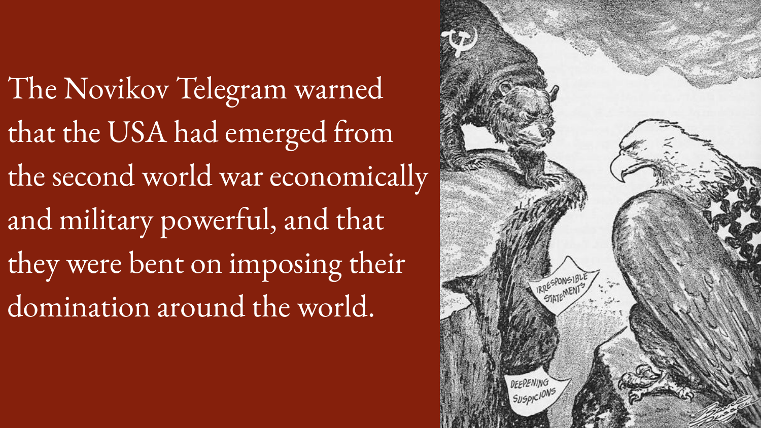The Novikov Telegram warned that the USA had emerged from the second world war economically and military powerful, and that they were bent on imposing their domination around the world.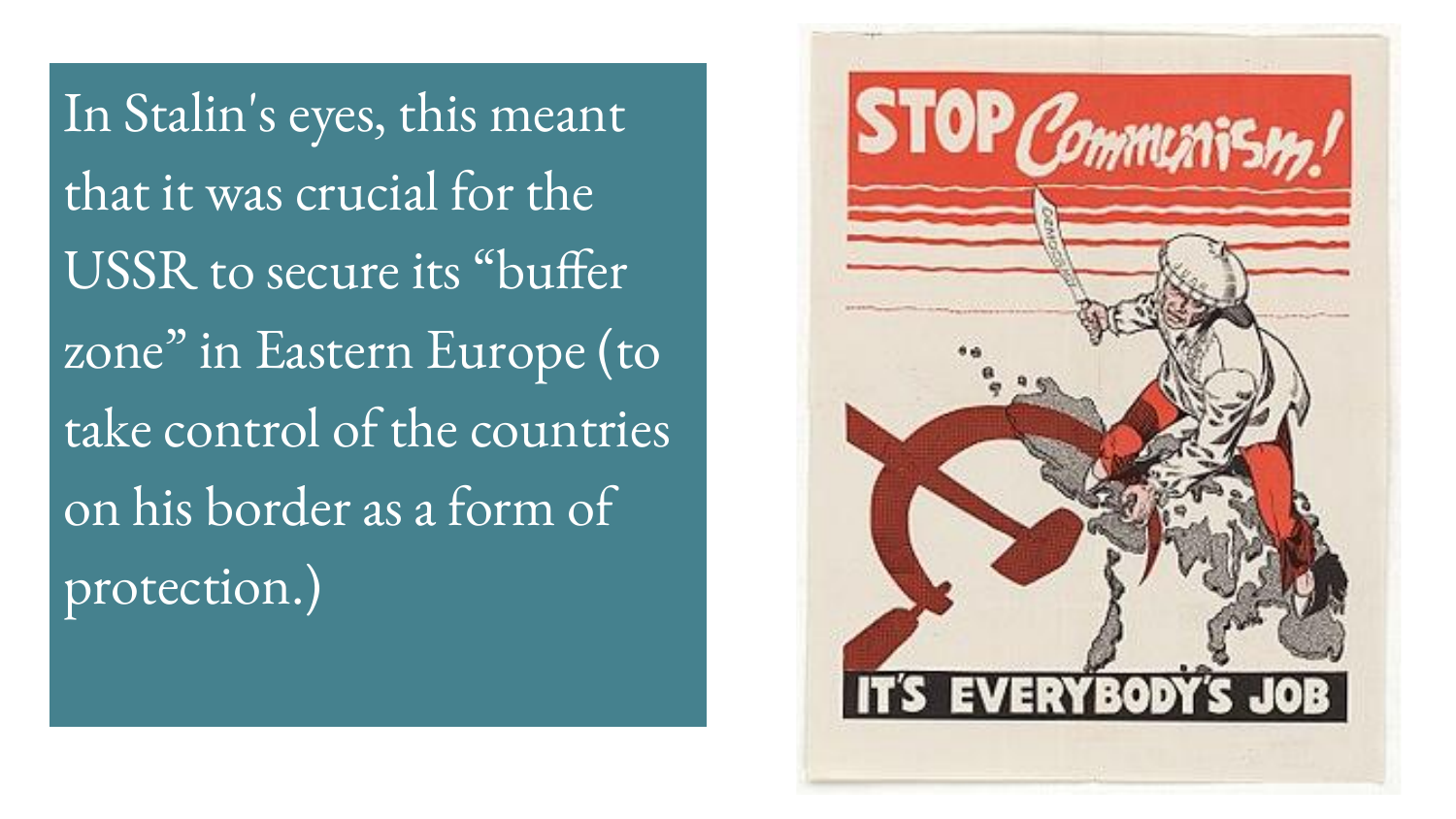In Stalin's eyes, this meant that it was crucial for the USSR to secure its “buffer zone” in Eastern Europe (to take control of the countries on his border as a form of protection.)

STOP Communism!

IT'S EVERYBODY'S JOB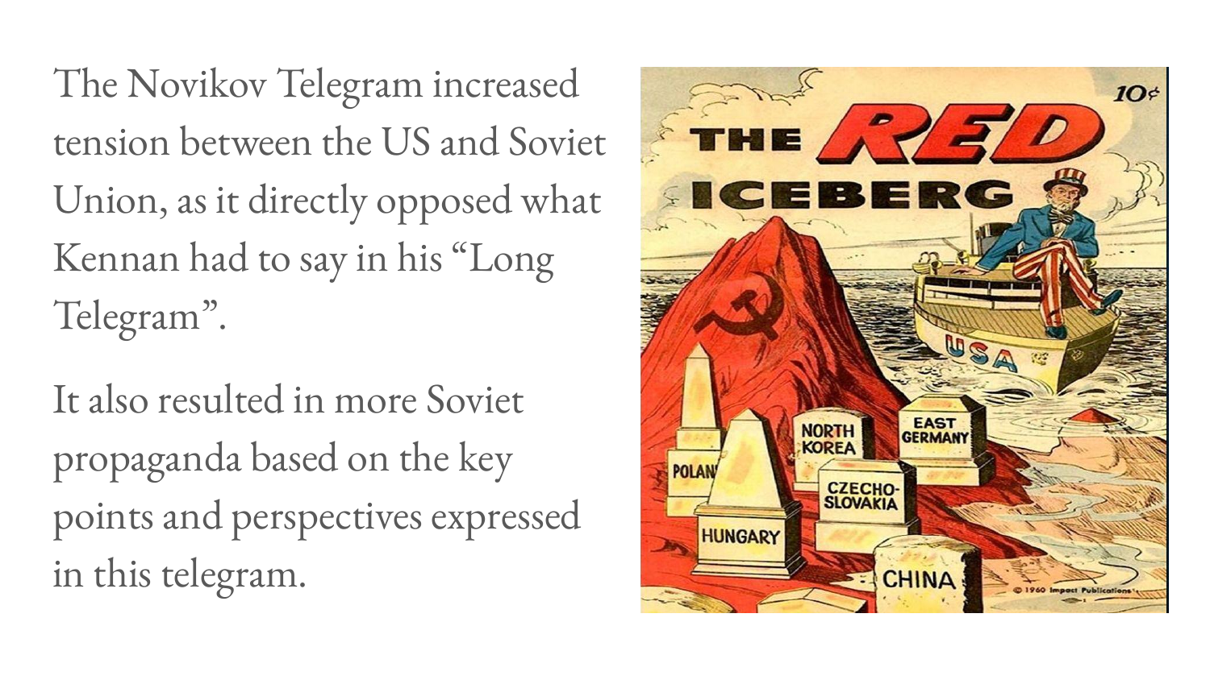The Novikov Telegram increased tension between the US and Soviet Union, as it directly opposed what Kennan had to say in his "Long Telegram".

It also resulted in more Soviet propaganda based on the key points and perspectives expressed in this telegram.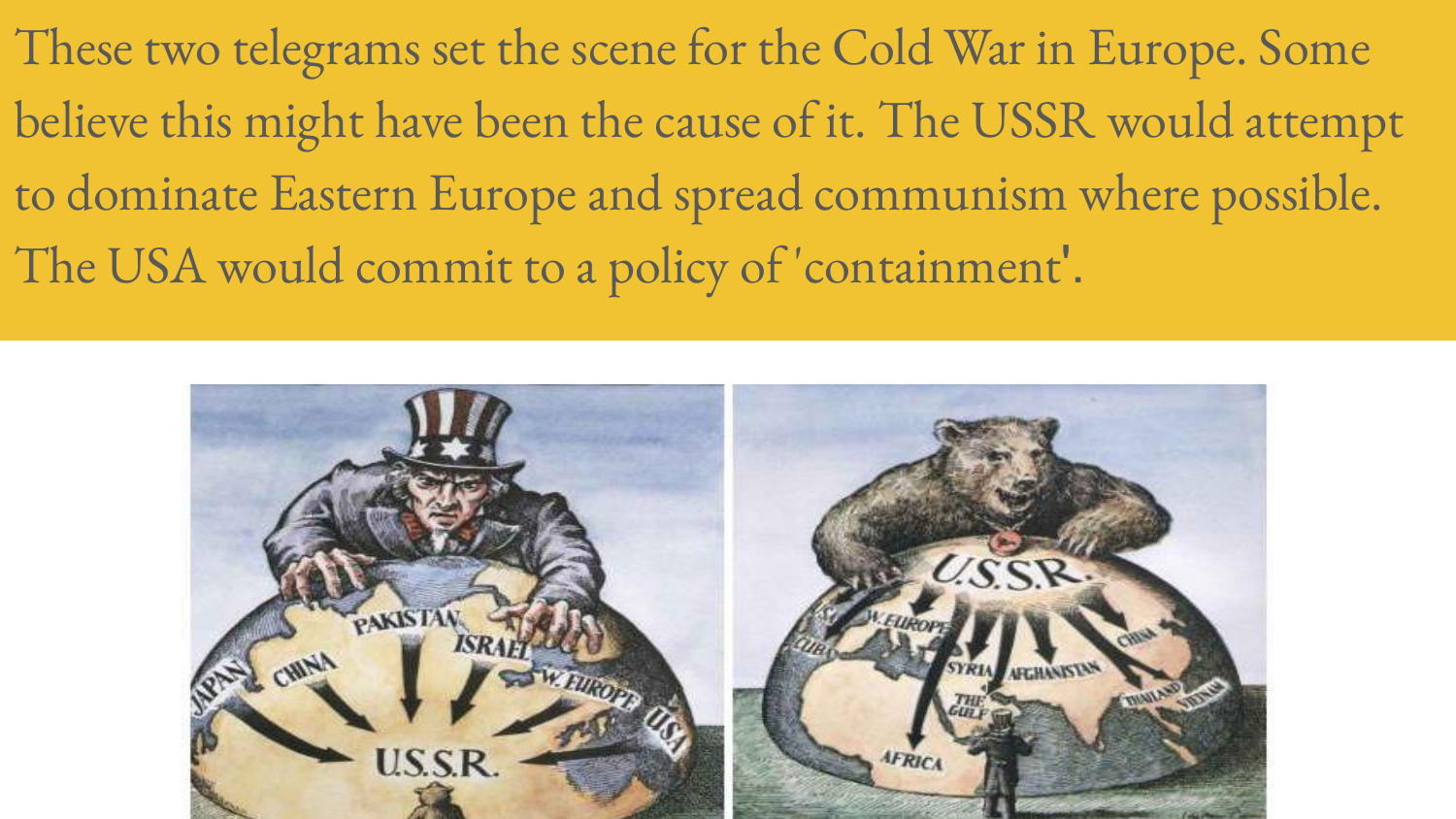These two telegrams set the scene for the Cold War in Europe. Some believe this might have been the cause of it. The USSR would attempt to dominate Eastern Europe and spread communism where possible. The USA would commit to a policy of 'containment'.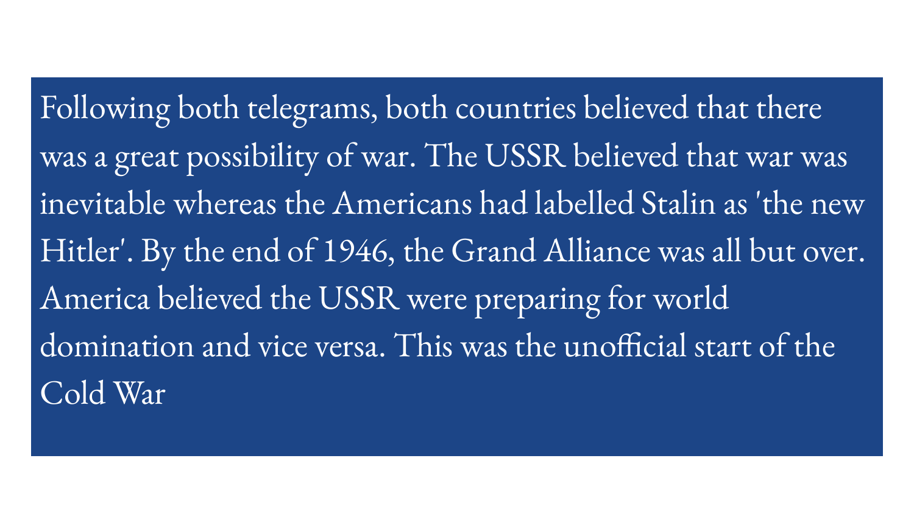Following both telegrams, both countries believed that there was a great possibility of war. The USSR believed that war was inevitable whereas the Americans had labelled Stalin as 'the new Hitler'. By the end of 1946, the Grand Alliance was all but over. America believed the USSR were preparing for world domination and vice versa. This was the unofficial start of the Cold War